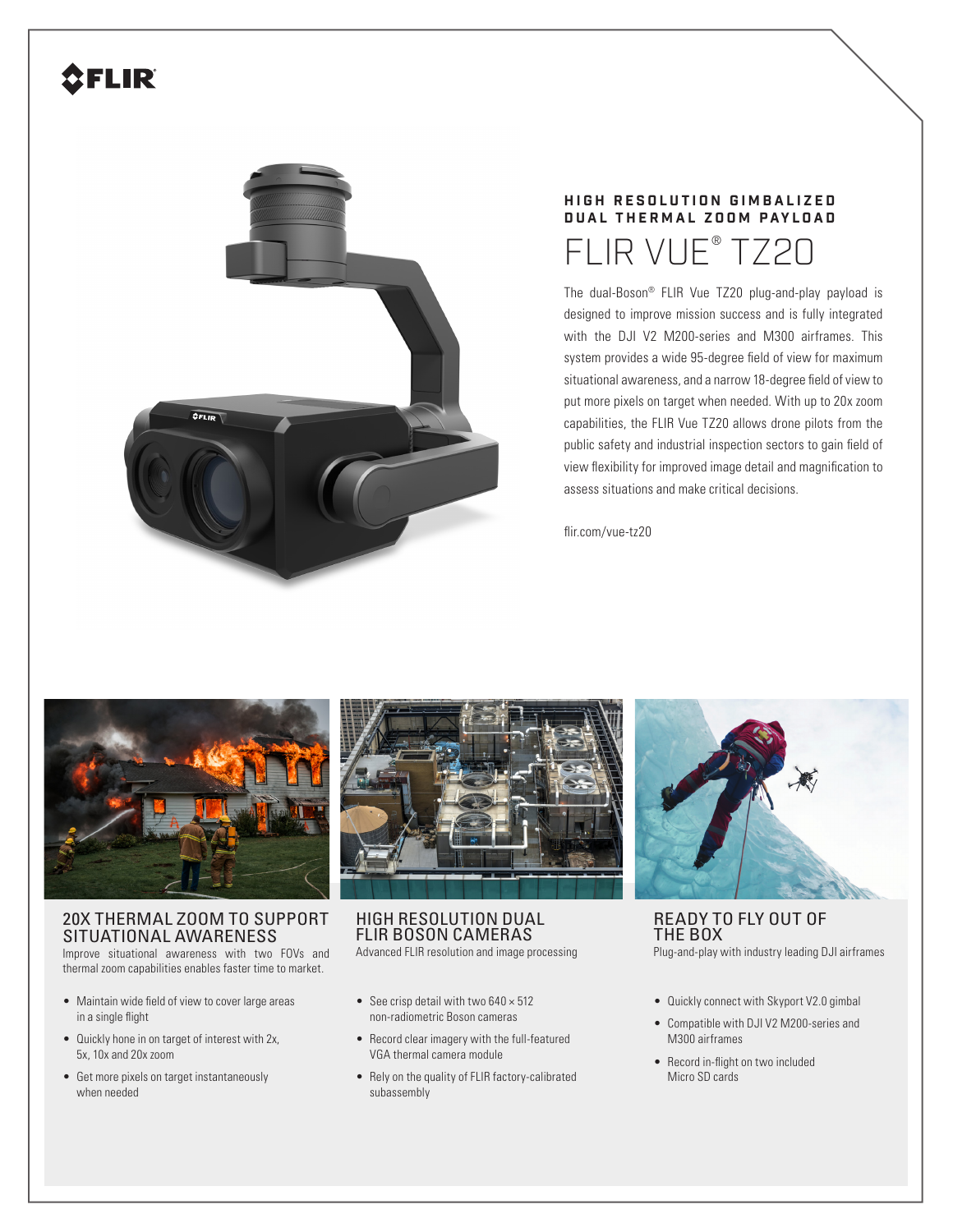# HIGH RESOLUTION GIMBALIZED DUAL THERMAL ZOOM PAYLOAD

# FLIR VUE® TZ20

The dual-Boson® FLIR Vue TZ20 plug-and-play payload is designed to improve mission success and is fully integrated with the DJI V2 M200-series and M300 airframes. This system provides a wide 95-degree field of view for maximum situational awareness, and a narrow 18-degree field of view to put more pixels on target when needed. With up to 20x zoom capabilities, the FLIR Vue TZ20 allows drone pilots from the public safety and industrial inspection sectors to gain field of view flexibility for improved image detail and magnification to assess situations and make critical decisions.

flir.com/vue-tz20

## 20X THERMAL ZOOM TO SUPPORT SITUATIONAL AWARENESS

Improve situational awareness with two FOVs and thermal zoom capabilities enables faster time to market.

- Maintain wide field of view to cover large areas in a single flight
- Quickly hone in on target of interest with 2x, 5x, 10x and 20x zoom
- Get more pixels on target instantaneously when needed

## HIGH RESOLUTION DUAL FLIR BOSON CAMERAS

Advanced FLIR resolution and image processing

- See crisp detail with two 640 × 512 non-radiometric Boson cameras
- Record clear imagery with the full-featured VGA thermal camera module
- Rely on the quality of FLIR factory-calibrated subassembly

## READY TO FLY OUT OF THE BOX

Plug-and-play with industry leading DJI airframes

- Quickly connect with Skyport V2.0 gimbal
- Compatible with DJI V2 M200-series and M300 airframes
- Record in-flight on two included Micro SD cards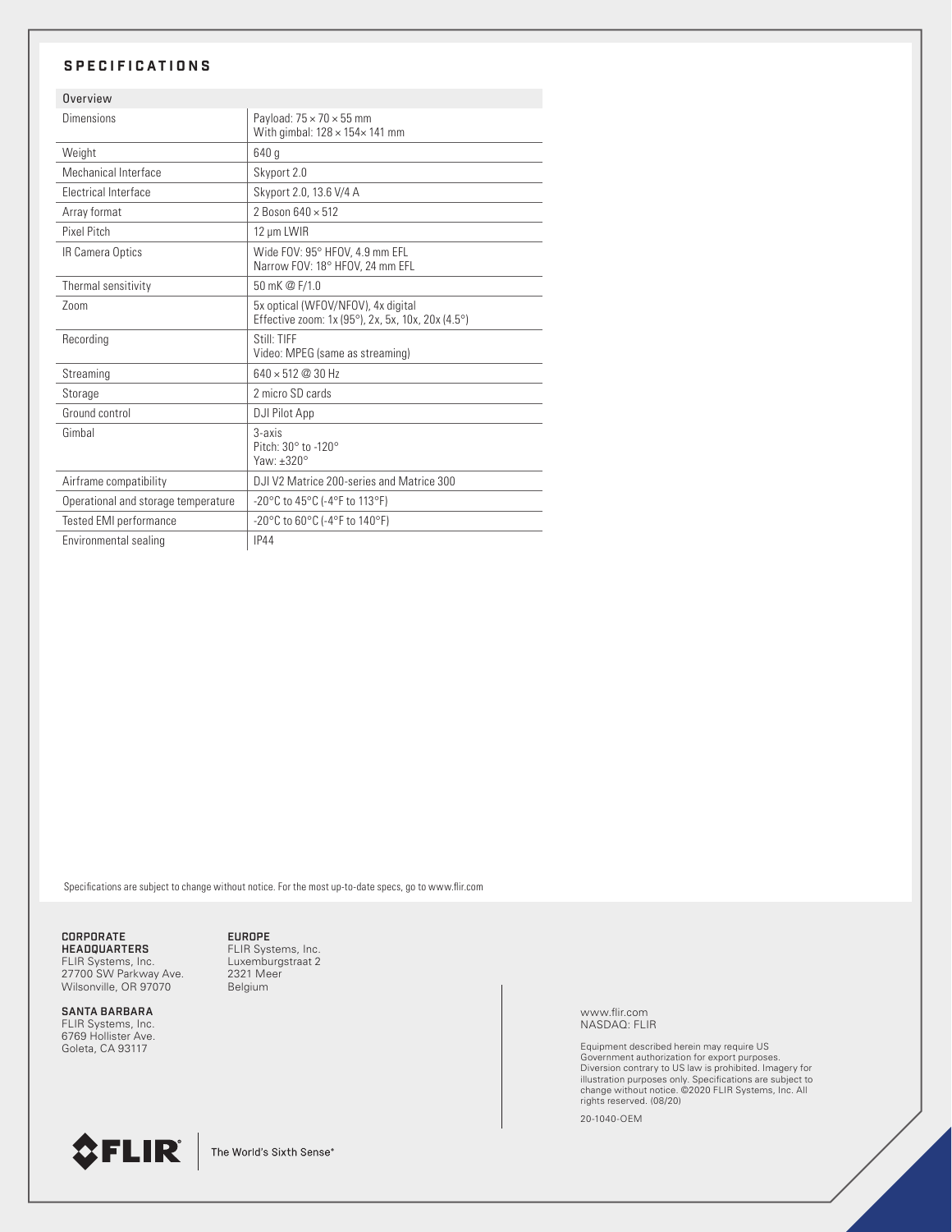## SPECIFICATIONS

| Overview | |
|---|---|
| Dimensions | Payload: 75 × 70 × 55 mm<br>With gimbal: 128 × 154× 141 mm |
| Weight | 640 g |
| Mechanical Interface | Skyport 2.0 |
| Electrical Interface | Skyport 2.0, 13.6 V/4 A |
| Array format | 2 Boson 640 × 512 |
| Pixel Pitch | 12 µm LWIR |
| IR Camera Optics | Wide FOV: 95° HFOV, 4.9 mm EFL<br>Narrow FOV: 18° HFOV, 24 mm EFL |
| Thermal sensitivity | 50 mK @ F/1.0 |
| Zoom | 5x optical (WFOV/NFOV), 4x digital<br>Effective zoom: 1x (95°), 2x, 5x, 10x, 20x (4.5°) |
| Recording | Still: TIFF<br>Video: MPEG (same as streaming) |
| Streaming | 640 × 512 @ 30 Hz |
| Storage | 2 micro SD cards |
| Ground control | DJI Pilot App |
| Gimbal | 3-axis<br>Pitch: 30° to -120°<br>Yaw: ±320° |
| Airframe compatibility | DJI V2 Matrice 200-series and Matrice 300 |
| Operational and storage temperature | -20°C to 45°C (-4°F to 113°F) |
| Tested EMI performance | -20°C to 60°C (-4°F to 140°F) |
| Environmental sealing | IP44 |

Specifications are subject to change without notice. For the most up-to-date specs, go to www.flir.com

**CORPORATE HEADQUARTERS**
FLIR Systems, Inc.
27700 SW Parkway Ave.
Wilsonville, OR 97070

**SANTA BARBARA**
FLIR Systems, Inc.
6769 Hollister Ave.
Goleta, CA 93117

**EUROPE**
FLIR Systems, Inc.
Luxemburgstraat 2
2321 Meer
Belgium

www.flir.com
NASDAQ: FLIR

Equipment described herein may require US Government authorization for export purposes. Diversion contrary to US law is prohibited. Imagery for illustration purposes only. Specifications are subject to change without notice. ©2020 FLIR Systems, Inc. All rights reserved. (08/20)

20-1040-OEM

FLIR® The World's Sixth Sense®